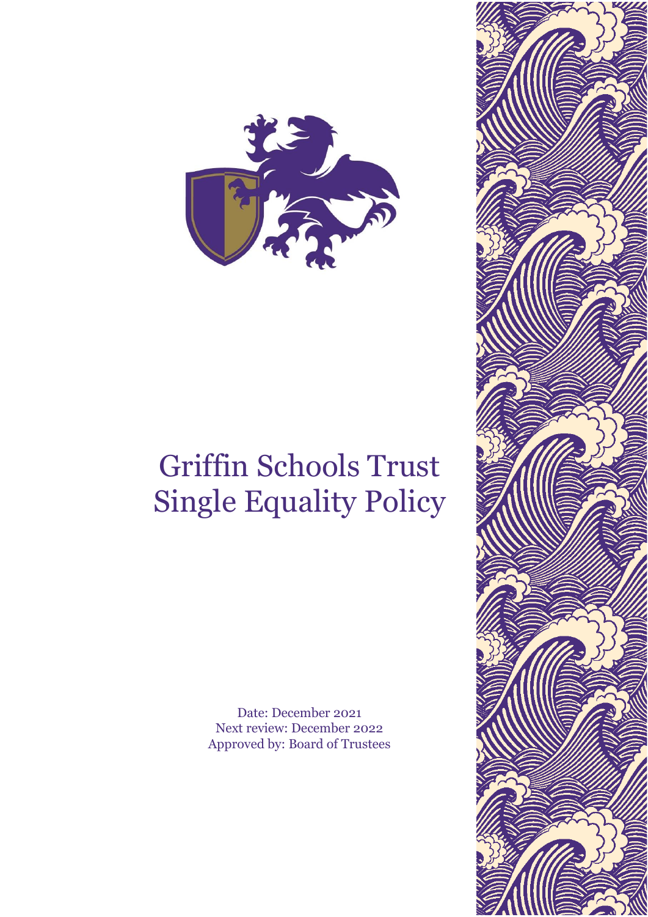# Griffin Schools Trust Single Equality Policy

Date: December 2021
Next review: December 2022
Approved by: Board of Trustees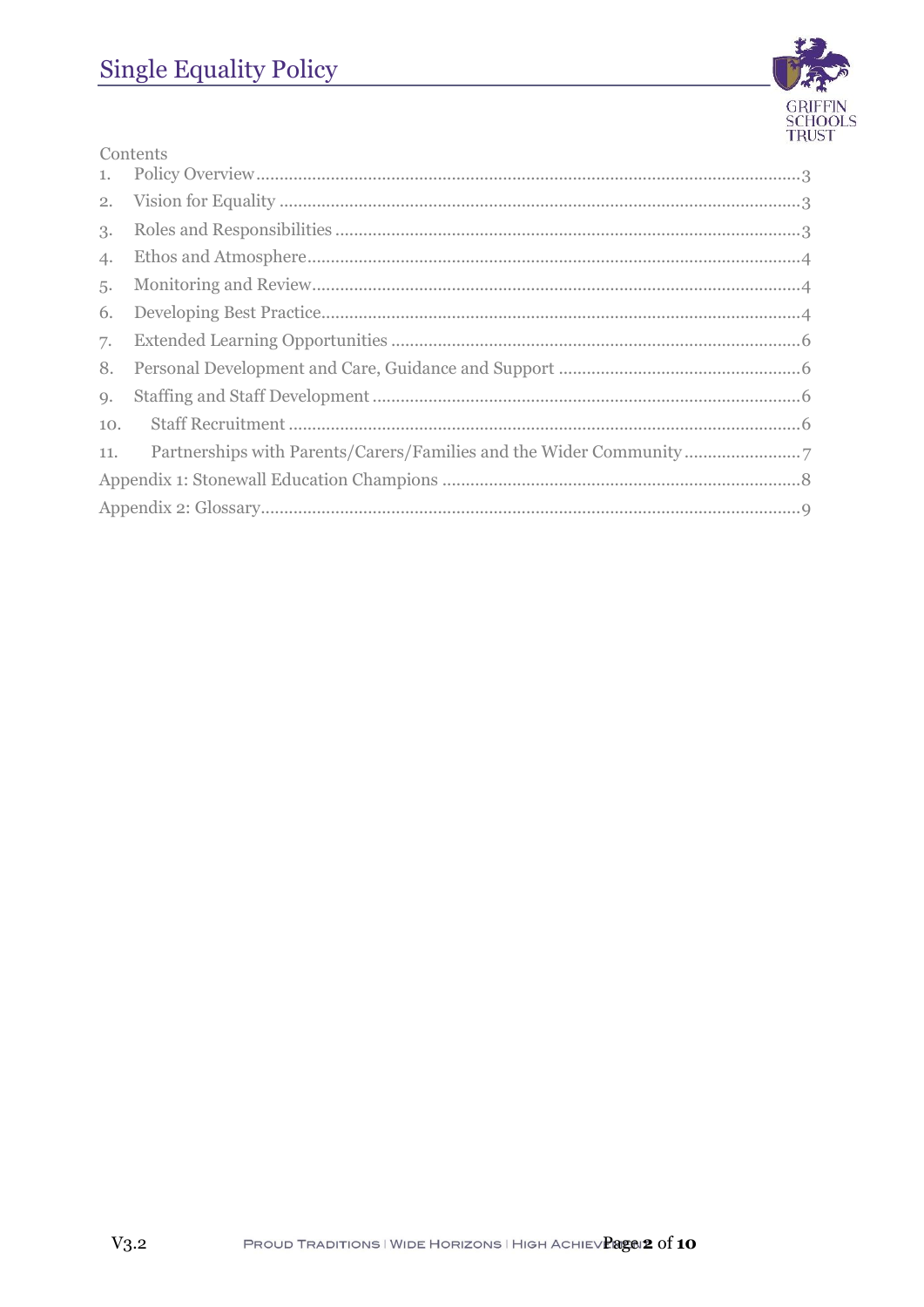Contents

1. Policy Overview.....3
2. Vision for Equality.....3
3. Roles and Responsibilities.....3
4. Ethos and Atmosphere.....4
5. Monitoring and Review.....4
6. Developing Best Practice.....4
7. Extended Learning Opportunities.....6
8. Personal Development and Care, Guidance and Support.....6
9. Staffing and Staff Development.....6
10. Staff Recruitment.....6
11. Partnerships with Parents/Carers/Families and the Wider Community.....7

Appendix 1: Stonewall Education Champions.....8

Appendix 2: Glossary.....9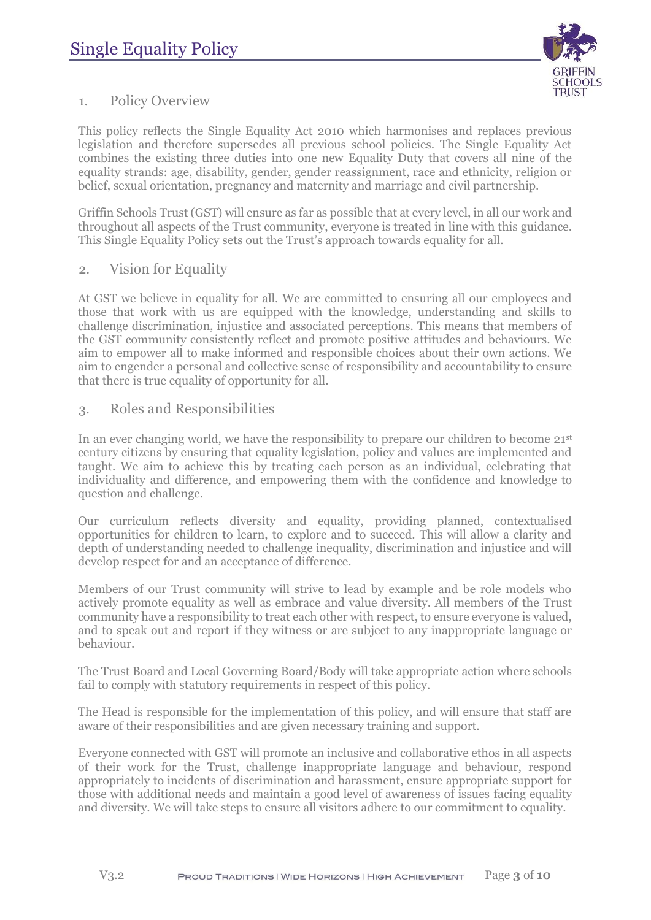# Single Equality Policy

## 1. Policy Overview

This policy reflects the Single Equality Act 2010 which harmonises and replaces previous legislation and therefore supersedes all previous school policies. The Single Equality Act combines the existing three duties into one new Equality Duty that covers all nine of the equality strands: age, disability, gender, gender reassignment, race and ethnicity, religion or belief, sexual orientation, pregnancy and maternity and marriage and civil partnership.

Griffin Schools Trust (GST) will ensure as far as possible that at every level, in all our work and throughout all aspects of the Trust community, everyone is treated in line with this guidance. This Single Equality Policy sets out the Trust's approach towards equality for all.

## 2. Vision for Equality

At GST we believe in equality for all. We are committed to ensuring all our employees and those that work with us are equipped with the knowledge, understanding and skills to challenge discrimination, injustice and associated perceptions. This means that members of the GST community consistently reflect and promote positive attitudes and behaviours. We aim to empower all to make informed and responsible choices about their own actions. We aim to engender a personal and collective sense of responsibility and accountability to ensure that there is true equality of opportunity for all.

## 3. Roles and Responsibilities

In an ever changing world, we have the responsibility to prepare our children to become 21st century citizens by ensuring that equality legislation, policy and values are implemented and taught. We aim to achieve this by treating each person as an individual, celebrating that individuality and difference, and empowering them with the confidence and knowledge to question and challenge.

Our curriculum reflects diversity and equality, providing planned, contextualised opportunities for children to learn, to explore and to succeed. This will allow a clarity and depth of understanding needed to challenge inequality, discrimination and injustice and will develop respect for and an acceptance of difference.

Members of our Trust community will strive to lead by example and be role models who actively promote equality as well as embrace and value diversity. All members of the Trust community have a responsibility to treat each other with respect, to ensure everyone is valued, and to speak out and report if they witness or are subject to any inappropriate language or behaviour.

The Trust Board and Local Governing Board/Body will take appropriate action where schools fail to comply with statutory requirements in respect of this policy.

The Head is responsible for the implementation of this policy, and will ensure that staff are aware of their responsibilities and are given necessary training and support.

Everyone connected with GST will promote an inclusive and collaborative ethos in all aspects of their work for the Trust, challenge inappropriate language and behaviour, respond appropriately to incidents of discrimination and harassment, ensure appropriate support for those with additional needs and maintain a good level of awareness of issues facing equality and diversity. We will take steps to ensure all visitors adhere to our commitment to equality.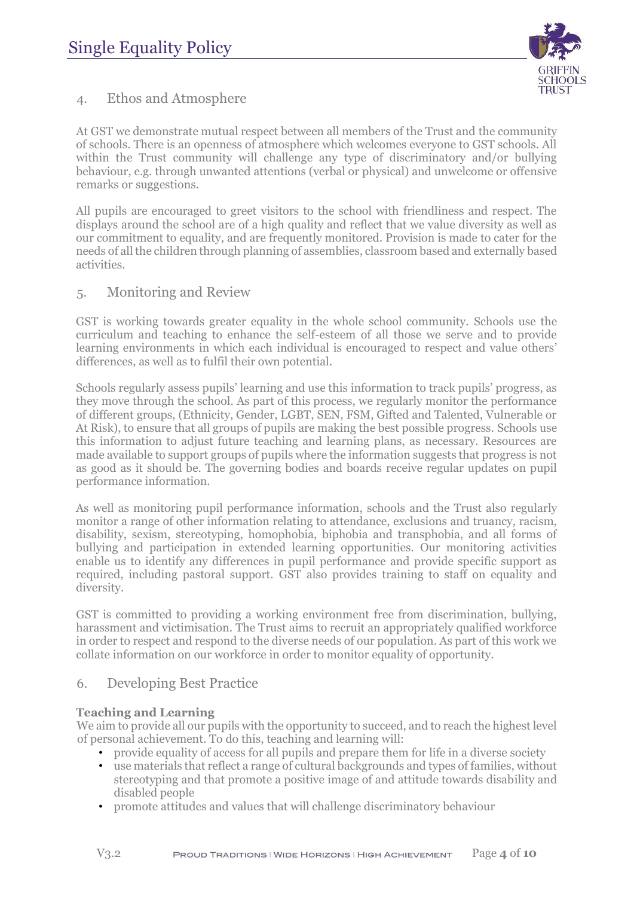## 4. Ethos and Atmosphere

At GST we demonstrate mutual respect between all members of the Trust and the community of schools. There is an openness of atmosphere which welcomes everyone to GST schools. All within the Trust community will challenge any type of discriminatory and/or bullying behaviour, e.g. through unwanted attentions (verbal or physical) and unwelcome or offensive remarks or suggestions.

All pupils are encouraged to greet visitors to the school with friendliness and respect. The displays around the school are of a high quality and reflect that we value diversity as well as our commitment to equality, and are frequently monitored. Provision is made to cater for the needs of all the children through planning of assemblies, classroom based and externally based activities.

## 5. Monitoring and Review

GST is working towards greater equality in the whole school community. Schools use the curriculum and teaching to enhance the self-esteem of all those we serve and to provide learning environments in which each individual is encouraged to respect and value others' differences, as well as to fulfil their own potential.

Schools regularly assess pupils' learning and use this information to track pupils' progress, as they move through the school. As part of this process, we regularly monitor the performance of different groups, (Ethnicity, Gender, LGBT, SEN, FSM, Gifted and Talented, Vulnerable or At Risk), to ensure that all groups of pupils are making the best possible progress. Schools use this information to adjust future teaching and learning plans, as necessary. Resources are made available to support groups of pupils where the information suggests that progress is not as good as it should be. The governing bodies and boards receive regular updates on pupil performance information.

As well as monitoring pupil performance information, schools and the Trust also regularly monitor a range of other information relating to attendance, exclusions and truancy, racism, disability, sexism, stereotyping, homophobia, biphobia and transphobia, and all forms of bullying and participation in extended learning opportunities. Our monitoring activities enable us to identify any differences in pupil performance and provide specific support as required, including pastoral support. GST also provides training to staff on equality and diversity.

GST is committed to providing a working environment free from discrimination, bullying, harassment and victimisation. The Trust aims to recruit an appropriately qualified workforce in order to respect and respond to the diverse needs of our population. As part of this work we collate information on our workforce in order to monitor equality of opportunity.

## 6. Developing Best Practice

**Teaching and Learning**

We aim to provide all our pupils with the opportunity to succeed, and to reach the highest level of personal achievement. To do this, teaching and learning will:

- provide equality of access for all pupils and prepare them for life in a diverse society
- use materials that reflect a range of cultural backgrounds and types of families, without stereotyping and that promote a positive image of and attitude towards disability and disabled people
- promote attitudes and values that will challenge discriminatory behaviour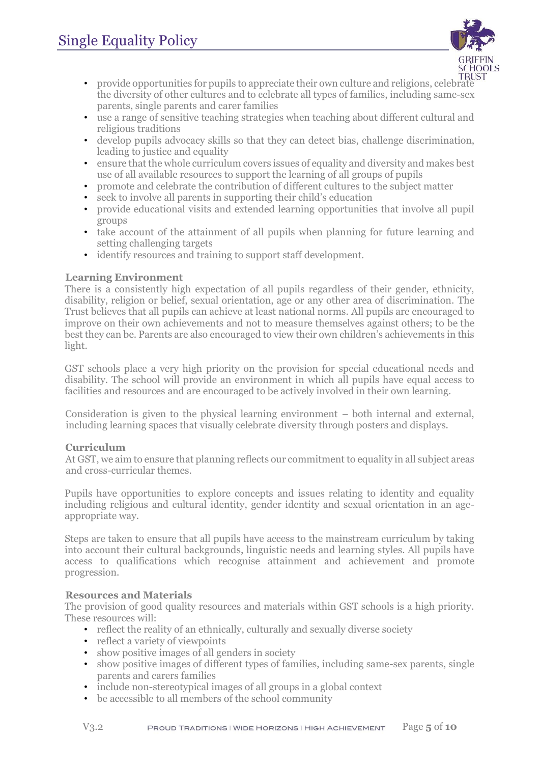- provide opportunities for pupils to appreciate their own culture and religions, celebrate the diversity of other cultures and to celebrate all types of families, including same-sex parents, single parents and carer families
- use a range of sensitive teaching strategies when teaching about different cultural and religious traditions
- develop pupils advocacy skills so that they can detect bias, challenge discrimination, leading to justice and equality
- ensure that the whole curriculum covers issues of equality and diversity and makes best use of all available resources to support the learning of all groups of pupils
- promote and celebrate the contribution of different cultures to the subject matter
- seek to involve all parents in supporting their child's education
- provide educational visits and extended learning opportunities that involve all pupil groups
- take account of the attainment of all pupils when planning for future learning and setting challenging targets
- identify resources and training to support staff development.

**Learning Environment**

There is a consistently high expectation of all pupils regardless of their gender, ethnicity, disability, religion or belief, sexual orientation, age or any other area of discrimination. The Trust believes that all pupils can achieve at least national norms. All pupils are encouraged to improve on their own achievements and not to measure themselves against others; to be the best they can be. Parents are also encouraged to view their own children's achievements in this light.

GST schools place a very high priority on the provision for special educational needs and disability. The school will provide an environment in which all pupils have equal access to facilities and resources and are encouraged to be actively involved in their own learning.

Consideration is given to the physical learning environment – both internal and external, including learning spaces that visually celebrate diversity through posters and displays.

**Curriculum**

At GST, we aim to ensure that planning reflects our commitment to equality in all subject areas and cross-curricular themes.

Pupils have opportunities to explore concepts and issues relating to identity and equality including religious and cultural identity, gender identity and sexual orientation in an age-appropriate way.

Steps are taken to ensure that all pupils have access to the mainstream curriculum by taking into account their cultural backgrounds, linguistic needs and learning styles. All pupils have access to qualifications which recognise attainment and achievement and promote progression.

**Resources and Materials**

The provision of good quality resources and materials within GST schools is a high priority. These resources will:

- reflect the reality of an ethnically, culturally and sexually diverse society
- reflect a variety of viewpoints
- show positive images of all genders in society
- show positive images of different types of families, including same-sex parents, single parents and carers families
- include non-stereotypical images of all groups in a global context
- be accessible to all members of the school community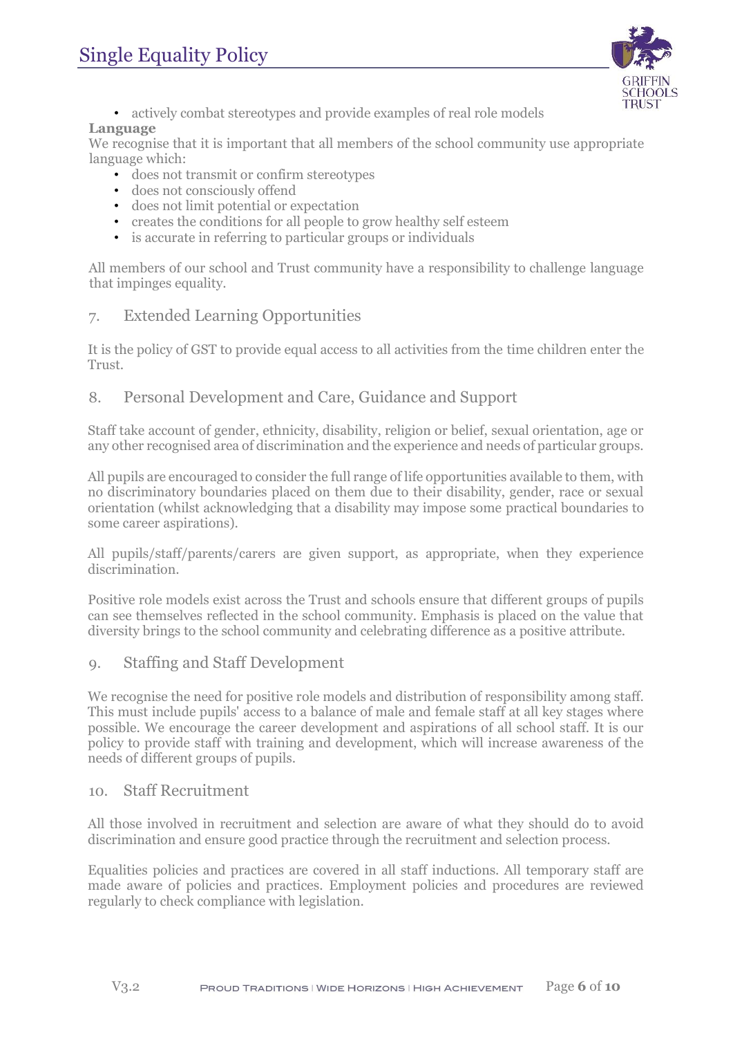- actively combat stereotypes and provide examples of real role models

**Language**

We recognise that it is important that all members of the school community use appropriate language which:

- does not transmit or confirm stereotypes
- does not consciously offend
- does not limit potential or expectation
- creates the conditions for all people to grow healthy self esteem
- is accurate in referring to particular groups or individuals

All members of our school and Trust community have a responsibility to challenge language that impinges equality.

## 7. Extended Learning Opportunities

It is the policy of GST to provide equal access to all activities from the time children enter the Trust.

## 8. Personal Development and Care, Guidance and Support

Staff take account of gender, ethnicity, disability, religion or belief, sexual orientation, age or any other recognised area of discrimination and the experience and needs of particular groups.

All pupils are encouraged to consider the full range of life opportunities available to them, with no discriminatory boundaries placed on them due to their disability, gender, race or sexual orientation (whilst acknowledging that a disability may impose some practical boundaries to some career aspirations).

All pupils/staff/parents/carers are given support, as appropriate, when they experience discrimination.

Positive role models exist across the Trust and schools ensure that different groups of pupils can see themselves reflected in the school community. Emphasis is placed on the value that diversity brings to the school community and celebrating difference as a positive attribute.

## 9. Staffing and Staff Development

We recognise the need for positive role models and distribution of responsibility among staff. This must include pupils' access to a balance of male and female staff at all key stages where possible. We encourage the career development and aspirations of all school staff. It is our policy to provide staff with training and development, which will increase awareness of the needs of different groups of pupils.

## 10. Staff Recruitment

All those involved in recruitment and selection are aware of what they should do to avoid discrimination and ensure good practice through the recruitment and selection process.

Equalities policies and practices are covered in all staff inductions. All temporary staff are made aware of policies and practices. Employment policies and procedures are reviewed regularly to check compliance with legislation.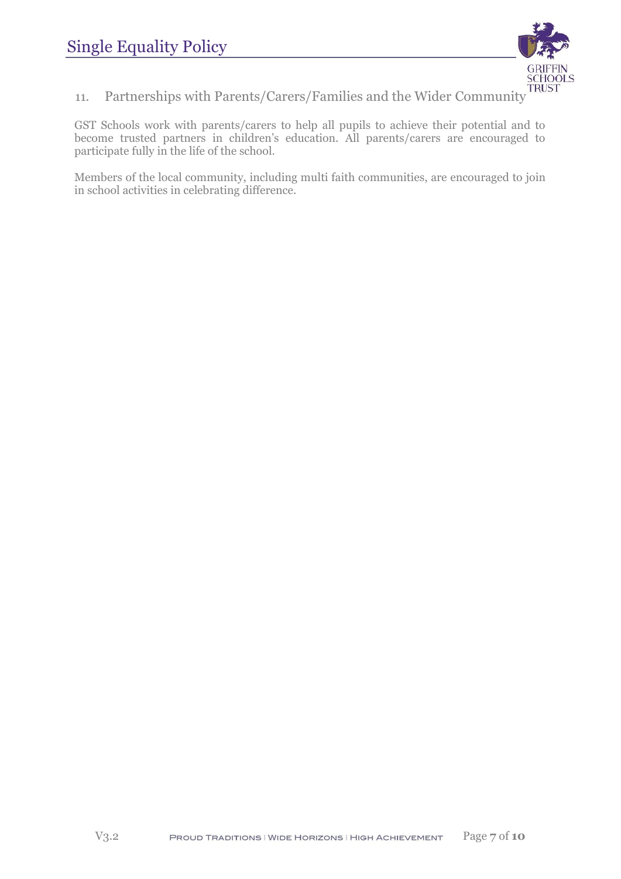## 11. Partnerships with Parents/Carers/Families and the Wider Community

GST Schools work with parents/carers to help all pupils to achieve their potential and to become trusted partners in children's education. All parents/carers are encouraged to participate fully in the life of the school.

Members of the local community, including multi faith communities, are encouraged to join in school activities in celebrating difference.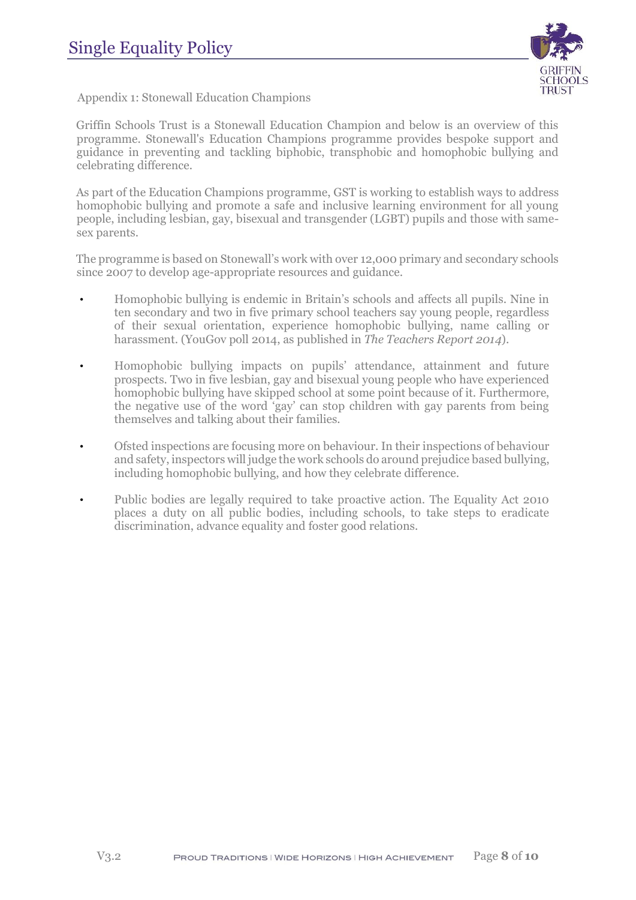Appendix 1: Stonewall Education Champions

Griffin Schools Trust is a Stonewall Education Champion and below is an overview of this programme. Stonewall's Education Champions programme provides bespoke support and guidance in preventing and tackling biphobic, transphobic and homophobic bullying and celebrating difference.

As part of the Education Champions programme, GST is working to establish ways to address homophobic bullying and promote a safe and inclusive learning environment for all young people, including lesbian, gay, bisexual and transgender (LGBT) pupils and those with same-sex parents.

The programme is based on Stonewall's work with over 12,000 primary and secondary schools since 2007 to develop age-appropriate resources and guidance.

- Homophobic bullying is endemic in Britain's schools and affects all pupils. Nine in ten secondary and two in five primary school teachers say young people, regardless of their sexual orientation, experience homophobic bullying, name calling or harassment. (YouGov poll 2014, as published in *The Teachers Report 2014*).
- Homophobic bullying impacts on pupils' attendance, attainment and future prospects. Two in five lesbian, gay and bisexual young people who have experienced homophobic bullying have skipped school at some point because of it. Furthermore, the negative use of the word 'gay' can stop children with gay parents from being themselves and talking about their families.
- Ofsted inspections are focusing more on behaviour. In their inspections of behaviour and safety, inspectors will judge the work schools do around prejudice based bullying, including homophobic bullying, and how they celebrate difference.
- Public bodies are legally required to take proactive action. The Equality Act 2010 places a duty on all public bodies, including schools, to take steps to eradicate discrimination, advance equality and foster good relations.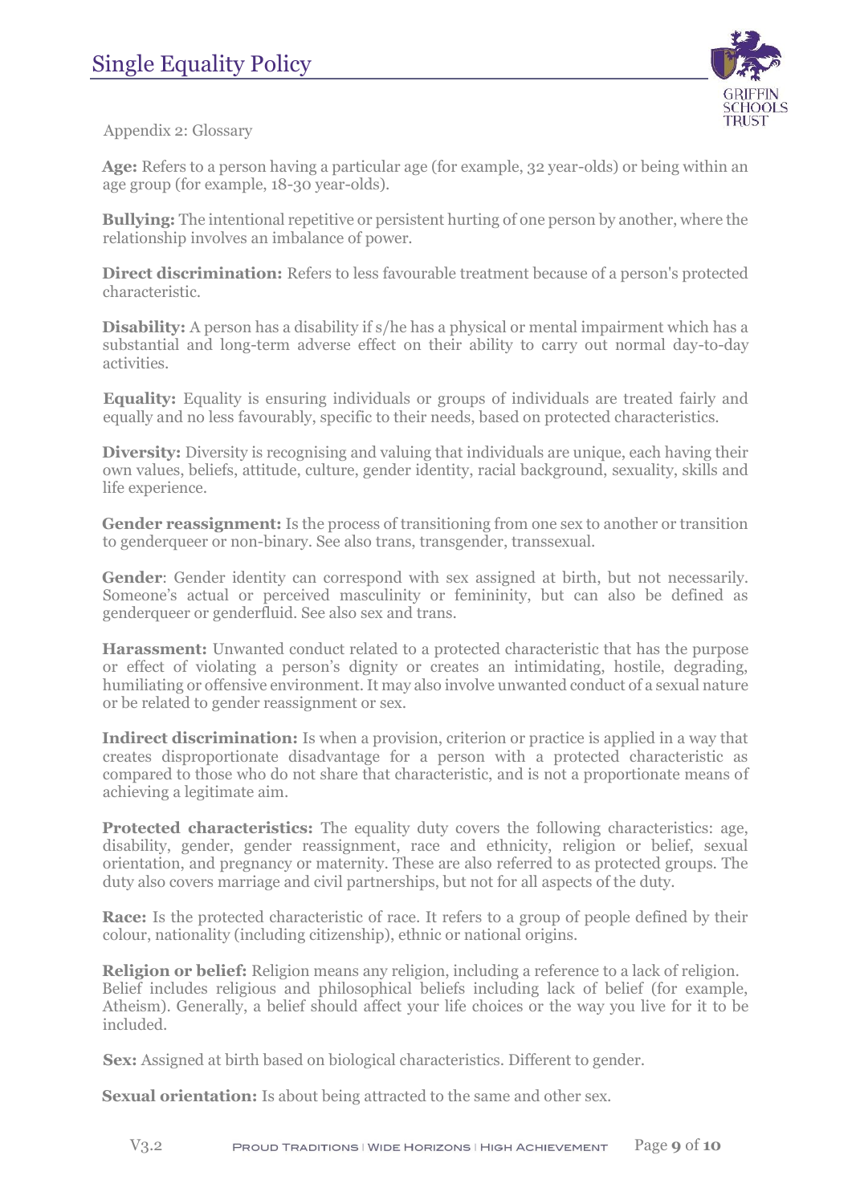Appendix 2: Glossary

**Age:** Refers to a person having a particular age (for example, 32 year-olds) or being within an age group (for example, 18-30 year-olds).

**Bullying:** The intentional repetitive or persistent hurting of one person by another, where the relationship involves an imbalance of power.

**Direct discrimination:** Refers to less favourable treatment because of a person's protected characteristic.

**Disability:** A person has a disability if s/he has a physical or mental impairment which has a substantial and long-term adverse effect on their ability to carry out normal day-to-day activities.

**Equality:** Equality is ensuring individuals or groups of individuals are treated fairly and equally and no less favourably, specific to their needs, based on protected characteristics.

**Diversity:** Diversity is recognising and valuing that individuals are unique, each having their own values, beliefs, attitude, culture, gender identity, racial background, sexuality, skills and life experience.

**Gender reassignment:** Is the process of transitioning from one sex to another or transition to genderqueer or non-binary. See also trans, transgender, transsexual.

**Gender**: Gender identity can correspond with sex assigned at birth, but not necessarily. Someone's actual or perceived masculinity or femininity, but can also be defined as genderqueer or genderfluid. See also sex and trans.

**Harassment:** Unwanted conduct related to a protected characteristic that has the purpose or effect of violating a person's dignity or creates an intimidating, hostile, degrading, humiliating or offensive environment. It may also involve unwanted conduct of a sexual nature or be related to gender reassignment or sex.

**Indirect discrimination:** Is when a provision, criterion or practice is applied in a way that creates disproportionate disadvantage for a person with a protected characteristic as compared to those who do not share that characteristic, and is not a proportionate means of achieving a legitimate aim.

**Protected characteristics:** The equality duty covers the following characteristics: age, disability, gender, gender reassignment, race and ethnicity, religion or belief, sexual orientation, and pregnancy or maternity. These are also referred to as protected groups. The duty also covers marriage and civil partnerships, but not for all aspects of the duty.

**Race:** Is the protected characteristic of race. It refers to a group of people defined by their colour, nationality (including citizenship), ethnic or national origins.

**Religion or belief:** Religion means any religion, including a reference to a lack of religion. Belief includes religious and philosophical beliefs including lack of belief (for example, Atheism). Generally, a belief should affect your life choices or the way you live for it to be included.

**Sex:** Assigned at birth based on biological characteristics. Different to gender.

**Sexual orientation:** Is about being attracted to the same and other sex.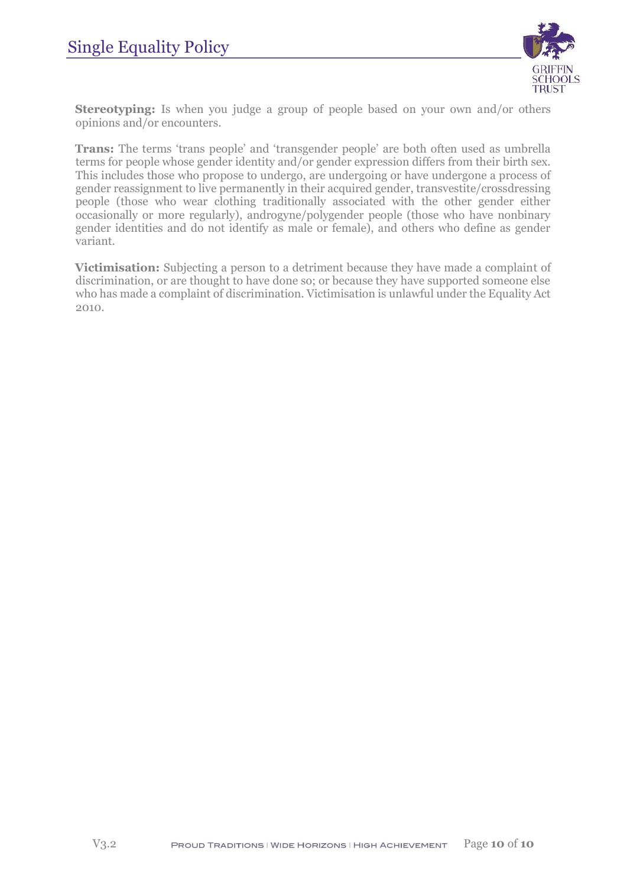**Stereotyping:** Is when you judge a group of people based on your own and/or others opinions and/or encounters.

**Trans:** The terms 'trans people' and 'transgender people' are both often used as umbrella terms for people whose gender identity and/or gender expression differs from their birth sex. This includes those who propose to undergo, are undergoing or have undergone a process of gender reassignment to live permanently in their acquired gender, transvestite/crossdressing people (those who wear clothing traditionally associated with the other gender either occasionally or more regularly), androgyne/polygender people (those who have nonbinary gender identities and do not identify as male or female), and others who define as gender variant.

**Victimisation:** Subjecting a person to a detriment because they have made a complaint of discrimination, or are thought to have done so; or because they have supported someone else who has made a complaint of discrimination. Victimisation is unlawful under the Equality Act 2010.